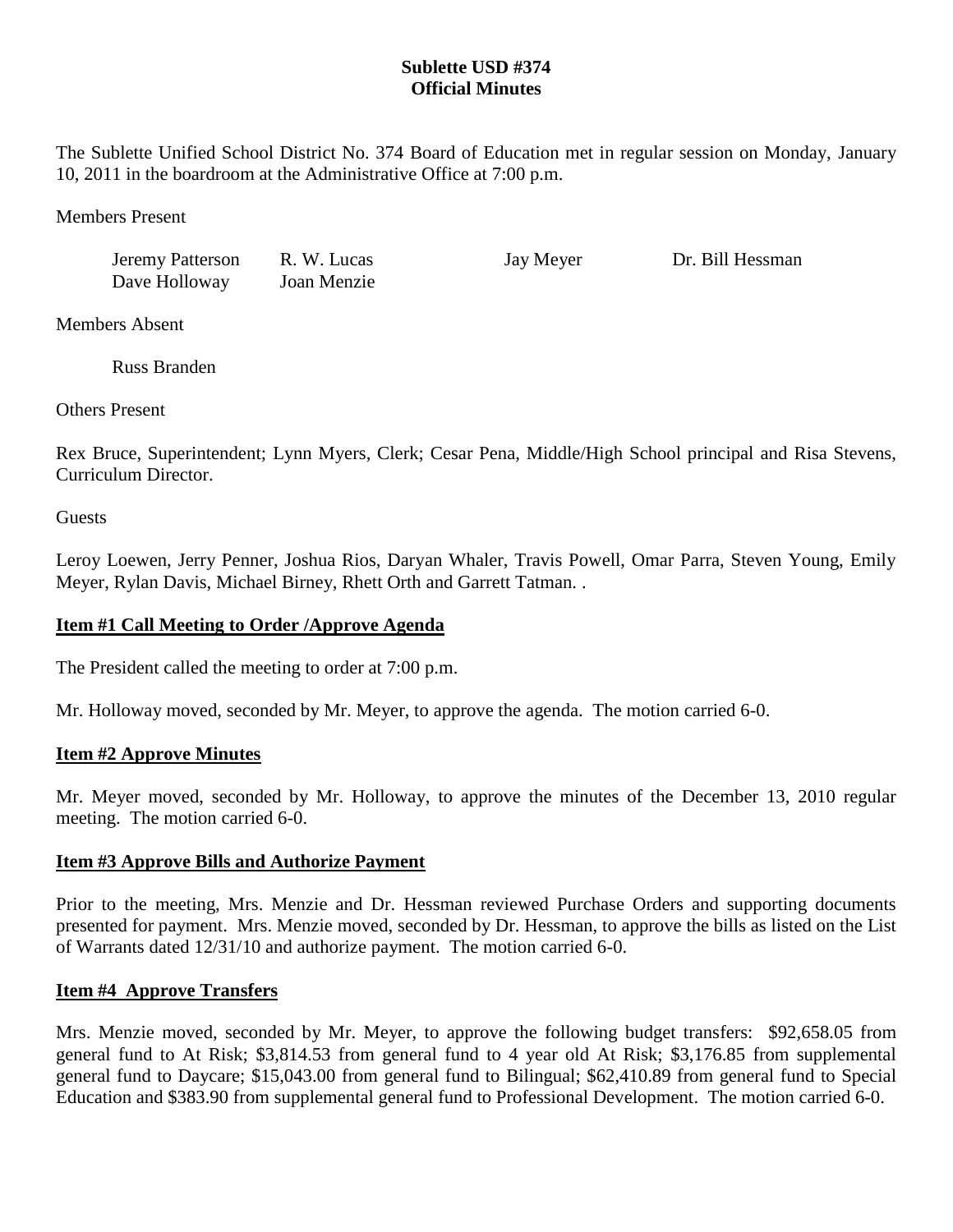# Sublette USD #374
## Official Minutes

The Sublette Unified School District No. 374 Board of Education met in regular session on Monday, January 10, 2011 in the boardroom at the Administrative Office at 7:00 p.m.

Members Present

| | | | |
|---|---|---|---|
| Jeremy Patterson | R. W. Lucas | Jay Meyer | Dr. Bill Hessman |
| Dave Holloway | Joan Menzie | | |

Members Absent

Russ Branden

Others Present

Rex Bruce, Superintendent; Lynn Myers, Clerk; Cesar Pena, Middle/High School principal and Risa Stevens, Curriculum Director.

Guests

Leroy Loewen, Jerry Penner, Joshua Rios, Daryan Whaler, Travis Powell, Omar Parra, Steven Young, Emily Meyer, Rylan Davis, Michael Birney, Rhett Orth and Garrett Tatman. .

**Item #1 Call Meeting to Order /Approve Agenda**

The President called the meeting to order at 7:00 p.m.

Mr. Holloway moved, seconded by Mr. Meyer, to approve the agenda. The motion carried 6-0.

**Item #2 Approve Minutes**

Mr. Meyer moved, seconded by Mr. Holloway, to approve the minutes of the December 13, 2010 regular meeting. The motion carried 6-0.

**Item #3 Approve Bills and Authorize Payment**

Prior to the meeting, Mrs. Menzie and Dr. Hessman reviewed Purchase Orders and supporting documents presented for payment. Mrs. Menzie moved, seconded by Dr. Hessman, to approve the bills as listed on the List of Warrants dated 12/31/10 and authorize payment. The motion carried 6-0.

**Item #4 Approve Transfers**

Mrs. Menzie moved, seconded by Mr. Meyer, to approve the following budget transfers: $92,658.05 from general fund to At Risk; $3,814.53 from general fund to 4 year old At Risk; $3,176.85 from supplemental general fund to Daycare; $15,043.00 from general fund to Bilingual; $62,410.89 from general fund to Special Education and $383.90 from supplemental general fund to Professional Development. The motion carried 6-0.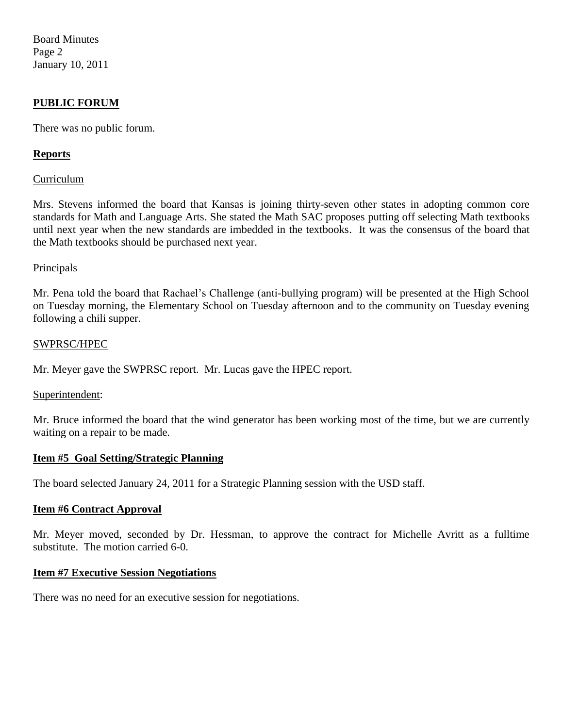## PUBLIC FORUM

There was no public forum.

## Reports

Curriculum

Mrs. Stevens informed the board that Kansas is joining thirty-seven other states in adopting common core standards for Math and Language Arts. She stated the Math SAC proposes putting off selecting Math textbooks until next year when the new standards are imbedded in the textbooks. It was the consensus of the board that the Math textbooks should be purchased next year.

Principals

Mr. Pena told the board that Rachael's Challenge (anti-bullying program) will be presented at the High School on Tuesday morning, the Elementary School on Tuesday afternoon and to the community on Tuesday evening following a chili supper.

SWPRSC/HPEC

Mr. Meyer gave the SWPRSC report. Mr. Lucas gave the HPEC report.

Superintendent:

Mr. Bruce informed the board that the wind generator has been working most of the time, but we are currently waiting on a repair to be made.

## Item #5 Goal Setting/Strategic Planning

The board selected January 24, 2011 for a Strategic Planning session with the USD staff.

## Item #6 Contract Approval

Mr. Meyer moved, seconded by Dr. Hessman, to approve the contract for Michelle Avritt as a fulltime substitute. The motion carried 6-0.

## Item #7 Executive Session Negotiations

There was no need for an executive session for negotiations.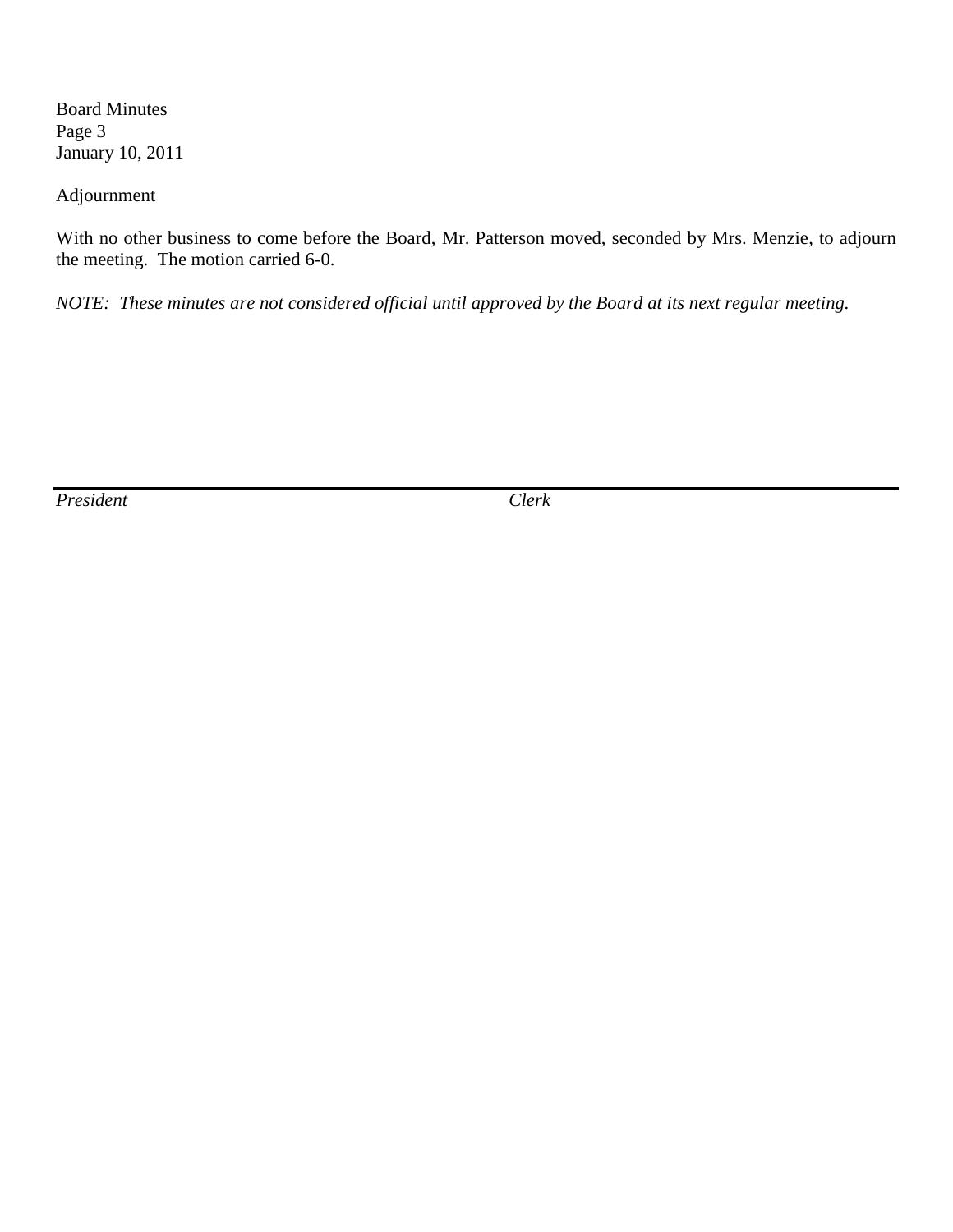Adjournment

With no other business to come before the Board, Mr. Patterson moved, seconded by Mrs. Menzie, to adjourn the meeting. The motion carried 6-0.

*NOTE: These minutes are not considered official until approved by the Board at its next regular meeting.*

---

*President* *Clerk*